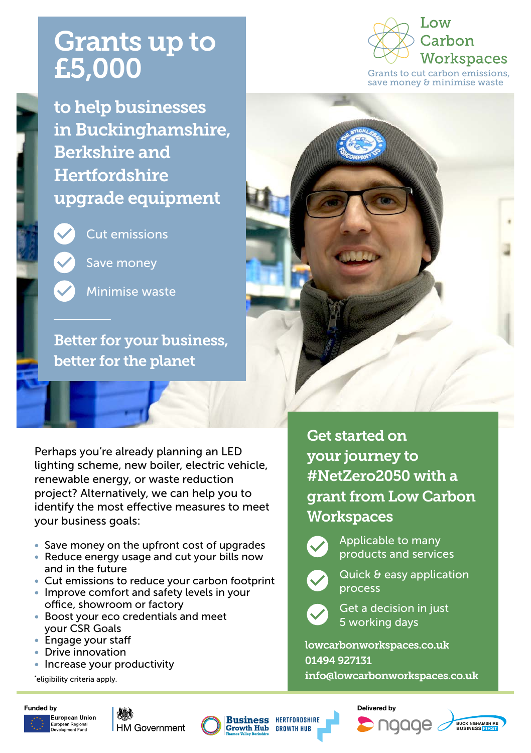# Grants up to £5,000

## to help businesses in Buckinghamshire, Berkshire and Hertfordshire upgrade equipment

- Cut emissions
- Save money
- Minimise waste

**Better for your business, better for the planet**

Low Carbon Workspaces

Grants to cut carbon emissions, save money & minimise waste

Perhaps you're already planning an LED lighting scheme, new boiler, electric vehicle, renewable energy, or waste reduction project? Alternatively, we can help you to identify the most effective measures to meet your business goals:

- Save money on the upfront cost of upgrades
- Reduce energy usage and cut your bills now and in the future
- Cut emissions to reduce your carbon footprint
- Improve comfort and safety levels in your office, showroom or factory
- Boost your eco credentials and meet your CSR Goals
- Engage your staff
- Drive innovation
- Increase your productivity

*eligibility criteria apply.

## Get started on your journey to #NetZero2050 with a grant from Low Carbon Workspaces

- Applicable to many products and services
- Quick & easy application process
- Get a decision in just 5 working days

lowcarbonworkspaces.co.uk
01494 927131
info@lowcarbonworkspaces.co.uk

Funded by: European Union European Regional Development Fund, HM Government, Business Growth Hub Thames Valley Berkshire, Hertfordshire Growth Hub

Delivered by: ngage, Buckinghamshire Business First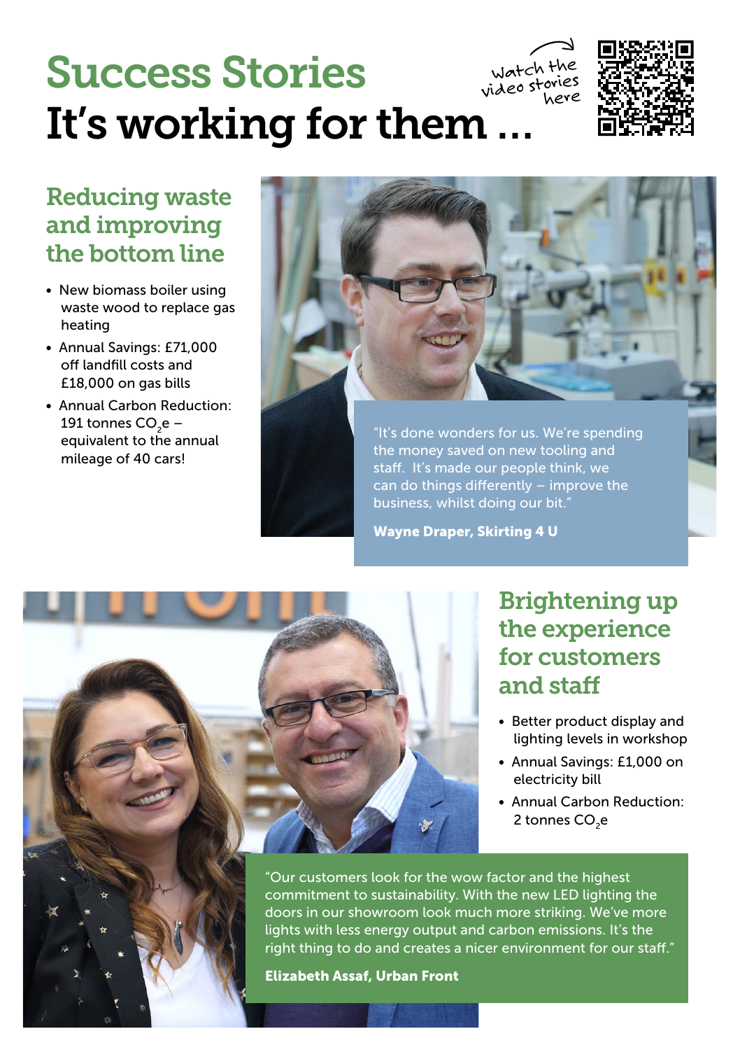# Success Stories

## It's working for them ...

Watch the video stories here

### Reducing waste and improving the bottom line

- New biomass boiler using waste wood to replace gas heating
- Annual Savings: £71,000 off landfill costs and £18,000 on gas bills
- Annual Carbon Reduction: 191 tonnes $CO_2e$ – equivalent to the annual mileage of 40 cars!

"It's done wonders for us. We're spending the money saved on new tooling and staff. It's made our people think, we can do things differently – improve the business, whilst doing our bit."

**Wayne Draper, Skirting 4 U**

### Brightening up the experience for customers and staff

- Better product display and lighting levels in workshop
- Annual Savings: £1,000 on electricity bill
- Annual Carbon Reduction: 2 tonnes $CO_2e$

"Our customers look for the wow factor and the highest commitment to sustainability. With the new LED lighting the doors in our showroom look much more striking. We've more lights with less energy output and carbon emissions. It's the right thing to do and creates a nicer environment for our staff."

**Elizabeth Assaf, Urban Front**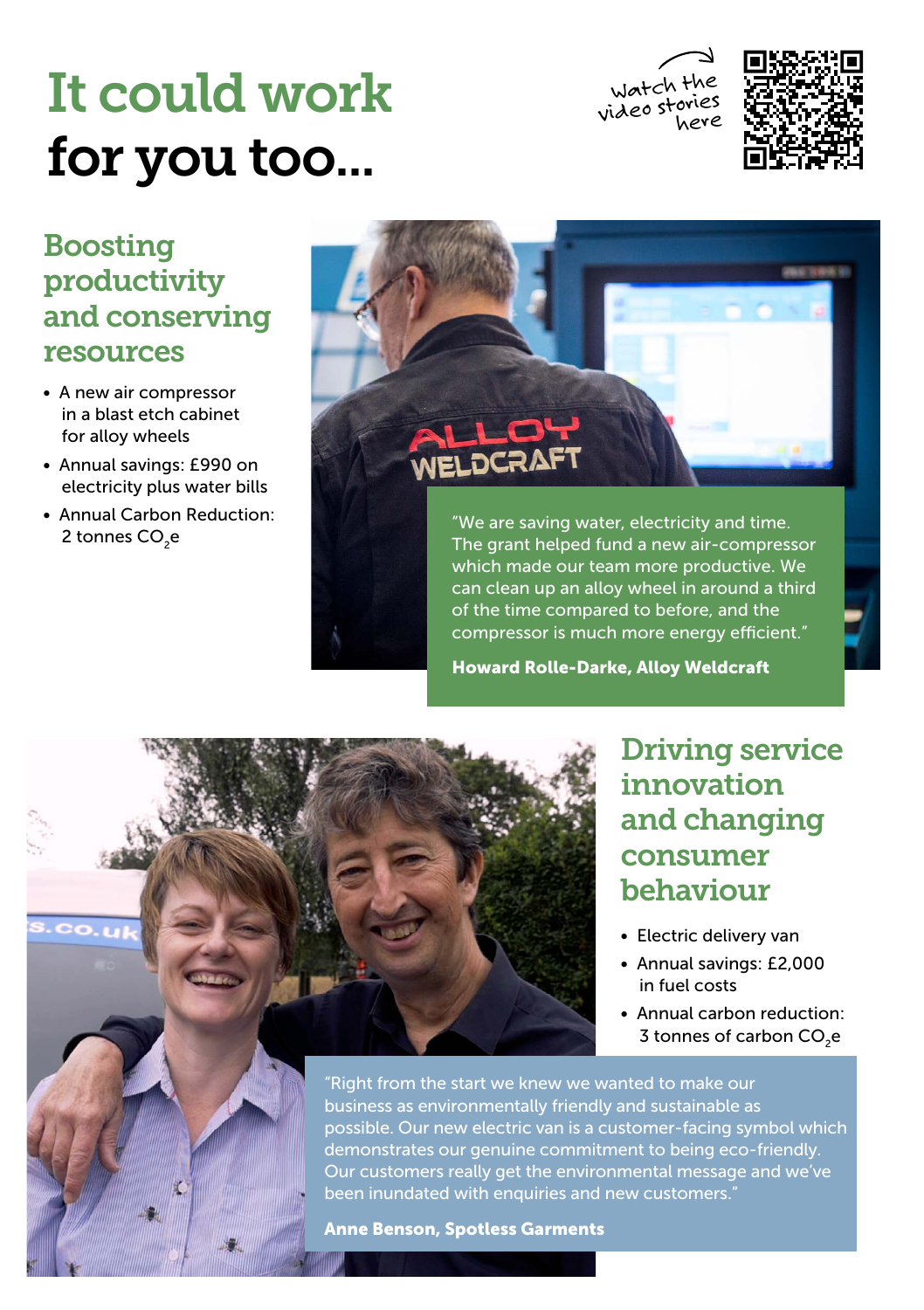# It could work for you too...

Watch the video stories here

## Boosting productivity and conserving resources

- A new air compressor in a blast etch cabinet for alloy wheels
- Annual savings: £990 on electricity plus water bills
- Annual Carbon Reduction: 2 tonnes $CO_2e$

"We are saving water, electricity and time. The grant helped fund a new air-compressor which made our team more productive. We can clean up an alloy wheel in around a third of the time compared to before, and the compressor is much more energy efficient."

**Howard Rolle-Darke, Alloy Weldcraft**

## Driving service innovation and changing consumer behaviour

- Electric delivery van
- Annual savings: £2,000 in fuel costs
- Annual carbon reduction: 3 tonnes of carbon $CO_2e$

"Right from the start we knew we wanted to make our business as environmentally friendly and sustainable as possible. Our new electric van is a customer-facing symbol which demonstrates our genuine commitment to being eco-friendly. Our customers really get the environmental message and we've been inundated with enquiries and new customers."

**Anne Benson, Spotless Garments**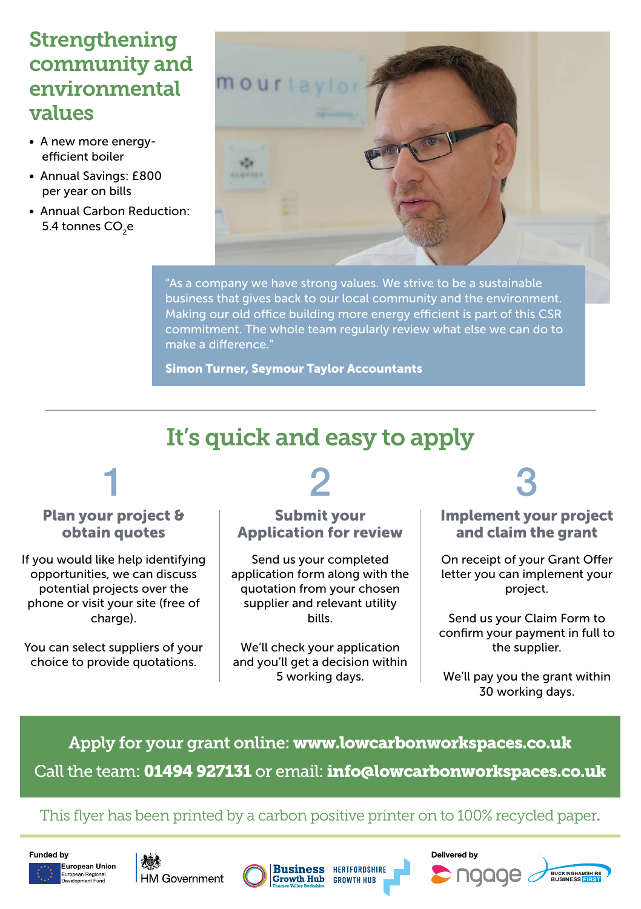## Strengthening community and environmental values

- A new more energy-efficient boiler
- Annual Savings: £800 per year on bills
- Annual Carbon Reduction: 5.4 tonnes $CO_2e$

"As a company we have strong values. We strive to be a sustainable business that gives back to our local community and the environment. Making our old office building more energy efficient is part of this CSR commitment. The whole team regularly review what else we can do to make a difference."

**Simon Turner, Seymour Taylor Accountants**

---

## It's quick and easy to apply

### 1
**Plan your project & obtain quotes**

If you would like help identifying opportunities, we can discuss potential projects over the phone or visit your site (free of charge).

You can select suppliers of your choice to provide quotations.

### 2
**Submit your Application for review**

Send us your completed application form along with the quotation from your chosen supplier and relevant utility bills.

We'll check your application and you'll get a decision within 5 working days.

### 3
**Implement your project and claim the grant**

On receipt of your Grant Offer letter you can implement your project.

Send us your Claim Form to confirm your payment in full to the supplier.

We'll pay you the grant within 30 working days.

Apply for your grant online: **www.lowcarbonworkspaces.co.uk**
Call the team: **01494 927131** or email: **info@lowcarbonworkspaces.co.uk**

This flyer has been printed by a carbon positive printer on to 100% recycled paper.

Funded by: European Union European Regional Development Fund; HM Government; Business Growth Hub Thames Valley Berkshire; Hertfordshire Growth Hub

Delivered by: ngage; Buckinghamshire Business First